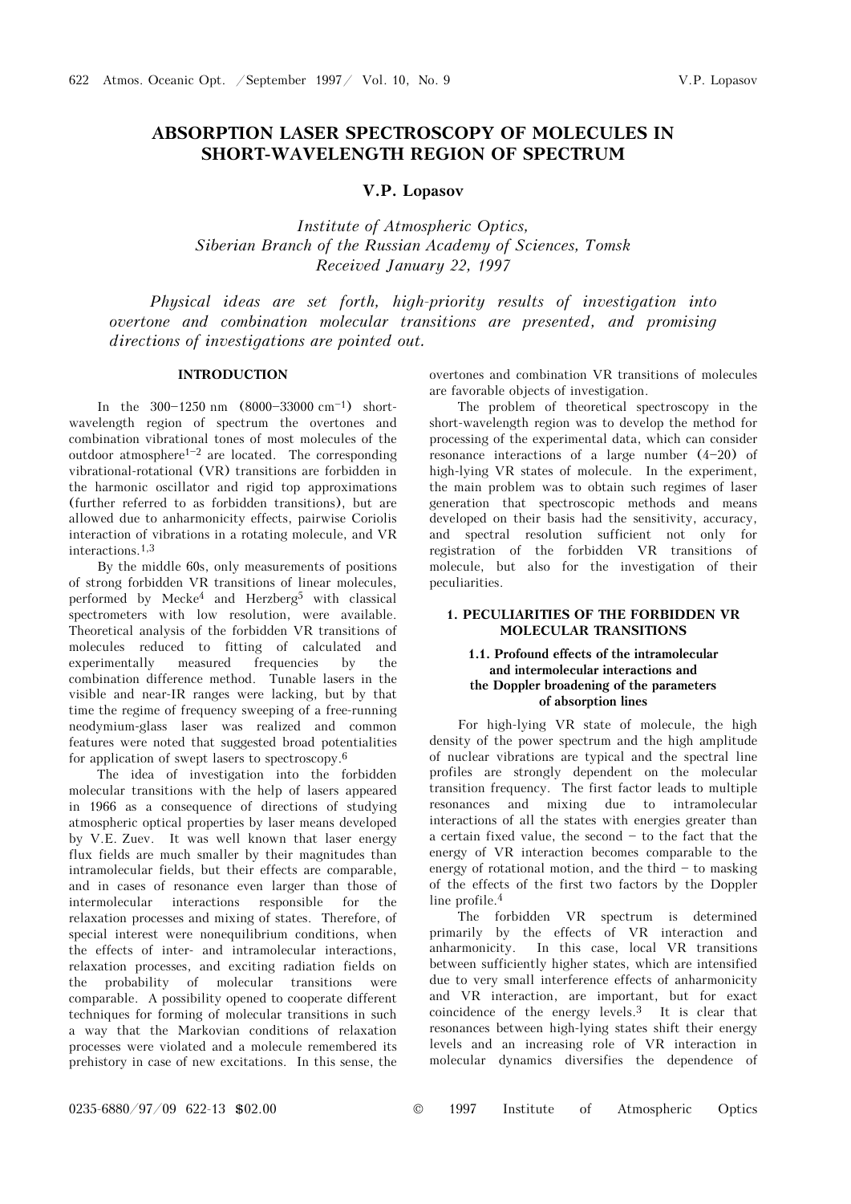# ABSORPTION LASER SPECTROSCOPY OF MOLECULES IN SHORT-WAVELENGTH REGION OF SPECTRUM

**V.P. Lopasov**

*Institute of Atmospheric Optics,*
*Siberian Branch of the Russian Academy of Sciences, Tomsk*
*Received January 22, 1997*

*Physical ideas are set forth, high-priority results of investigation into overtone and combination molecular transitions are presented, and promising directions of investigations are pointed out.*

## INTRODUCTION

In the 300–1250 nm (8000–33000 $cm^{-1}$) short-wavelength region of spectrum the overtones and combination vibrational tones of most molecules of the outdoor atmosphere[1–2] are located. The corresponding vibrational-rotational (VR) transitions are forbidden in the harmonic oscillator and rigid top approximations (further referred to as forbidden transitions), but are allowed due to anharmonicity effects, pairwise Coriolis interaction of vibrations in a rotating molecule, and VR interactions.[1,3]

By the middle 60s, only measurements of positions of strong forbidden VR transitions of linear molecules, performed by Mecke[4] and Herzberg[5] with classical spectrometers with low resolution, were available. Theoretical analysis of the forbidden VR transitions of molecules reduced to fitting of calculated and experimentally measured frequencies by the combination difference method. Tunable lasers in the visible and near-IR ranges were lacking, but by that time the regime of frequency sweeping of a free-running neodymium-glass laser was realized and common features were noted that suggested broad potentialities for application of swept lasers to spectroscopy.[6]

The idea of investigation into the forbidden molecular transitions with the help of lasers appeared in 1966 as a consequence of directions of studying atmospheric optical properties by laser means developed by V.E. Zuev. It was well known that laser energy flux fields are much smaller by their magnitudes than intramolecular fields, but their effects are comparable, and in cases of resonance even larger than those of intermolecular interactions responsible for the relaxation processes and mixing of states. Therefore, of special interest were nonequilibrium conditions, when the effects of inter- and intramolecular interactions, relaxation processes, and exciting radiation fields on the probability of molecular transitions were comparable. A possibility opened to cooperate different techniques for forming of molecular transitions in such a way that the Markovian conditions of relaxation processes were violated and a molecule remembered its prehistory in case of new excitations. In this sense, the overtones and combination VR transitions of molecules are favorable objects of investigation.

The problem of theoretical spectroscopy in the short-wavelength region was to develop the method for processing of the experimental data, which can consider resonance interactions of a large number (4–20) of high-lying VR states of molecule. In the experiment, the main problem was to obtain such regimes of laser generation that spectroscopic methods and means developed on their basis had the sensitivity, accuracy, and spectral resolution sufficient not only for registration of the forbidden VR transitions of molecule, but also for the investigation of their peculiarities.

## 1. PECULIARITIES OF THE FORBIDDEN VR MOLECULAR TRANSITIONS

### 1.1. Profound effects of the intramolecular and intermolecular interactions and the Doppler broadening of the parameters of absorption lines

For high-lying VR state of molecule, the high density of the power spectrum and the high amplitude of nuclear vibrations are typical and the spectral line profiles are strongly dependent on the molecular transition frequency. The first factor leads to multiple resonances and mixing due to intramolecular interactions of all the states with energies greater than a certain fixed value, the second – to the fact that the energy of VR interaction becomes comparable to the energy of rotational motion, and the third – to masking of the effects of the first two factors by the Doppler line profile.[4]

The forbidden VR spectrum is determined primarily by the effects of VR interaction and anharmonicity. In this case, local VR transitions between sufficiently higher states, which are intensified due to very small interference effects of anharmonicity and VR interaction, are important, but for exact coincidence of the energy levels.[3] It is clear that resonances between high-lying states shift their energy levels and an increasing role of VR interaction in molecular dynamics diversifies the dependence of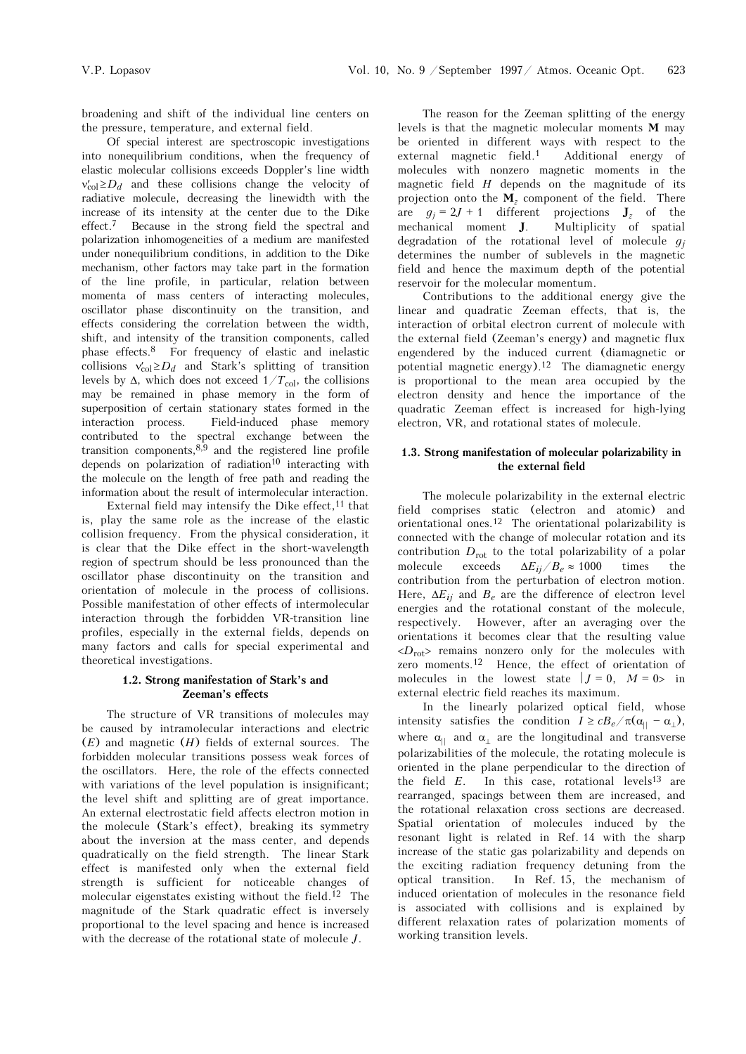broadening and shift of the individual line centers on the pressure, temperature, and external field.

Of special interest are spectroscopic investigations into nonequilibrium conditions, when the frequency of elastic molecular collisions exceeds Doppler's line width $\nu'_{col} \ge D_d$ and these collisions change the velocity of radiative molecule, decreasing the linewidth with the increase of its intensity at the center due to the Dike effect.[7] Because in the strong field the spectral and polarization inhomogeneities of a medium are manifested under nonequilibrium conditions, in addition to the Dike mechanism, other factors may take part in the formation of the line profile, in particular, relation between momenta of mass centers of interacting molecules, oscillator phase discontinuity on the transition, and effects considering the correlation between the width, shift, and intensity of the transition components, called phase effects.[8] For frequency of elastic and inelastic collisions $\nu'_{col} \ge D_d$ and Stark's splitting of transition levels by $\Delta$, which does not exceed $1/T_{col}$, the collisions may be remained in phase memory in the form of superposition of certain stationary states formed in the interaction process. Field-induced phase memory contributed to the spectral exchange between the transition components,[8,9] and the registered line profile depends on polarization of radiation[10] interacting with the molecule on the length of free path and reading the information about the result of intermolecular interaction.

External field may intensify the Dike effect,[11] that is, play the same role as the increase of the elastic collision frequency. From the physical consideration, it is clear that the Dike effect in the short-wavelength region of spectrum should be less pronounced than the oscillator phase discontinuity on the transition and orientation of molecule in the process of collisions. Possible manifestation of other effects of intermolecular interaction through the forbidden VR-transition line profiles, especially in the external fields, depends on many factors and calls for special experimental and theoretical investigations.

### 1.2. Strong manifestation of Stark's and Zeeman's effects

The structure of VR transitions of molecules may be caused by intramolecular interactions and electric ($E$) and magnetic ($H$) fields of external sources. The forbidden molecular transitions possess weak forces of the oscillators. Here, the role of the effects connected with variations of the level population is insignificant; the level shift and splitting are of great importance. An external electrostatic field affects electron motion in the molecule (Stark's effect), breaking its symmetry about the inversion at the mass center, and depends quadratically on the field strength. The linear Stark effect is manifested only when the external field strength is sufficient for noticeable changes of molecular eigenstates existing without the field.[12] The magnitude of the Stark quadratic effect is inversely proportional to the level spacing and hence is increased with the decrease of the rotational state of molecule $J$.

The reason for the Zeeman splitting of the energy levels is that the magnetic molecular moments $\mathbf{M}$ may be oriented in different ways with respect to the external magnetic field.[1] Additional energy of molecules with nonzero magnetic moments in the magnetic field $H$ depends on the magnitude of its projection onto the $\mathbf{M}_z$ component of the field. There are $g_j = 2J + 1$ different projections $\mathbf{J}_z$ of the mechanical moment $\mathbf{J}$. Multiplicity of spatial degradation of the rotational level of molecule $g_j$ determines the number of sublevels in the magnetic field and hence the maximum depth of the potential reservoir for the molecular momentum.

Contributions to the additional energy give the linear and quadratic Zeeman effects, that is, the interaction of orbital electron current of molecule with the external field (Zeeman's energy) and magnetic flux engendered by the induced current (diamagnetic or potential magnetic energy).[12] The diamagnetic energy is proportional to the mean area occupied by the electron density and hence the importance of the quadratic Zeeman effect is increased for high-lying electron, VR, and rotational states of molecule.

### 1.3. Strong manifestation of molecular polarizability in the external field

The molecule polarizability in the external electric field comprises static (electron and atomic) and orientational ones.[12] The orientational polarizability is connected with the change of molecular rotation and its contribution $D_{rot}$ to the total polarizability of a polar molecule exceeds $\Delta E_{ij}/B_e \approx 1000$ times the contribution from the perturbation of electron motion. Here, $\Delta E_{ij}$ and $B_e$ are the difference of electron level energies and the rotational constant of the molecule, respectively. However, after an averaging over the orientations it becomes clear that the resulting value $\langle D_{rot} \rangle$ remains nonzero only for the molecules with zero moments.[12] Hence, the effect of orientation of molecules in the lowest state $|J = 0,\ M = 0\rangle$ in external electric field reaches its maximum.

In the linearly polarized optical field, whose intensity satisfies the condition $I \ge cB_e/\pi(\alpha_{||} - \alpha_{\perp})$, where $\alpha_{||}$ and $\alpha_{\perp}$ are the longitudinal and transverse polarizabilities of the molecule, the rotating molecule is oriented in the plane perpendicular to the direction of the field $E$. In this case, rotational levels[13] are rearranged, spacings between them are increased, and the rotational relaxation cross sections are decreased. Spatial orientation of molecules induced by the resonant light is related in Ref. 14 with the sharp increase of the static gas polarizability and depends on the exciting radiation frequency detuning from the optical transition. In Ref. 15, the mechanism of induced orientation of molecules in the resonance field is associated with collisions and is explained by different relaxation rates of polarization moments of working transition levels.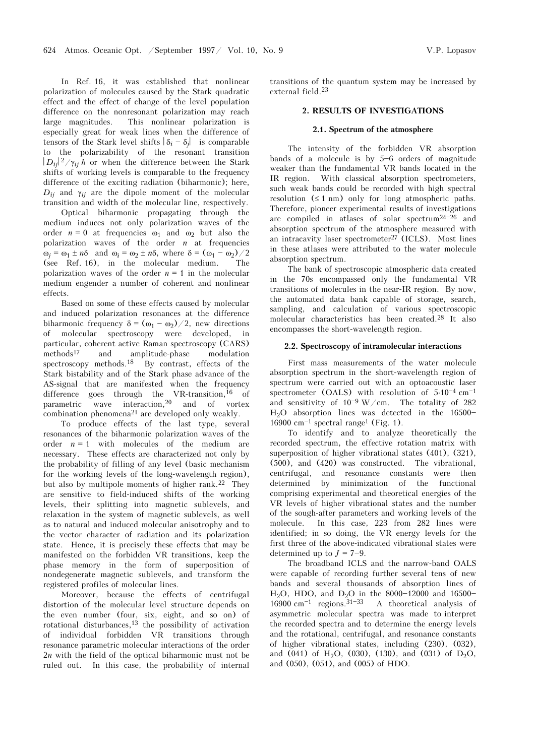In Ref. 16, it was established that nonlinear polarization of molecules caused by the Stark quadratic effect and the effect of change of the level population difference on the nonresonant polarization may reach large magnitudes. This nonlinear polarization is especially great for weak lines when the difference of tensors of the Stark level shifts $|\delta_i - \delta_j|$ is comparable to the polarizability of the resonant transition $|D_{ij}|^2/\gamma_{ij}\hbar$ or when the difference between the Stark shifts of working levels is comparable to the frequency difference of the exciting radiation (biharmonic); here, $D_{ij}$ and $\gamma_{ij}$ are the dipole moment of the molecular transition and width of the molecular line, respectively.

Optical biharmonic propagating through the medium induces not only polarization waves of the order $n = 0$ at frequencies $\omega_1$ and $\omega_2$ but also the polarization waves of the order $n$ at frequencies $\omega_j = \omega_1 \pm n\delta$ and $\omega_i = \omega_2 \pm n\delta$, where $\delta = (\omega_1 - \omega_2)/2$ (see Ref. 16), in the molecular medium. The polarization waves of the order $n = 1$ in the molecular medium engender a number of coherent and nonlinear effects.

Based on some of these effects caused by molecular and induced polarization resonances at the difference biharmonic frequency $\delta = (\omega_1 - \omega_2)/2$, new directions of molecular spectroscopy were developed, in particular, coherent active Raman spectroscopy (CARS) methods[17] and amplitude-phase modulation spectroscopy methods.[18] By contrast, effects of the Stark bistability and of the Stark phase advance of the AS-signal that are manifested when the frequency difference goes through the VR-transition,[16] of parametric wave interaction,[20] and of vortex combination phenomena[21] are developed only weakly.

To produce effects of the last type, several resonances of the biharmonic polarization waves of the order $n = 1$ with molecules of the medium are necessary. These effects are characterized not only by the probability of filling of any level (basic mechanism for the working levels of the long-wavelength region), but also by multipole moments of higher rank.[22] They are sensitive to field-induced shifts of the working levels, their splitting into magnetic sublevels, and relaxation in the system of magnetic sublevels, as well as to natural and induced molecular anisotrophy and to the vector character of radiation and its polarization state. Hence, it is precisely these effects that may be manifested on the forbidden VR transitions, keep the phase memory in the form of superposition of nondegenerate magnetic sublevels, and transform the registered profiles of molecular lines.

Moreover, because the effects of centrifugal distortion of the molecular level structure depends on the even number (four, six, eight, and so on) of rotational disturbances,[13] the possibility of activation of individual forbidden VR transitions through resonance parametric molecular interactions of the order $2n$ with the field of the optical biharmonic must not be ruled out. In this case, the probability of internal transitions of the quantum system may be increased by external field.[23]

## 2. RESULTS OF INVESTIGATIONS

### 2.1. Spectrum of the atmosphere

The intensity of the forbidden VR absorption bands of a molecule is by 5–6 orders of magnitude weaker than the fundamental VR bands located in the IR region. With classical absorption spectrometers, such weak bands could be recorded with high spectral resolution (≤ 1 nm) only for long atmospheric paths. Therefore, pioneer experimental results of investigations are compiled in atlases of solar spectrum[24–26] and absorption spectrum of the atmosphere measured with an intracavity laser spectrometer[27] (ICLS). Most lines in these atlases were attributed to the water molecule absorption spectrum.

The bank of spectroscopic atmospheric data created in the 70s encompassed only the fundamental VR transitions of molecules in the near-IR region. By now, the automated data bank capable of storage, search, sampling, and calculation of various spectroscopic molecular characteristics has been created.[28] It also encompasses the short-wavelength region.

### 2.2. Spectroscopy of intramolecular interactions

First mass measurements of the water molecule absorption spectrum in the short-wavelength region of spectrum were carried out with an optoacoustic laser spectrometer (OALS) with resolution of $5\cdot10^{-4}$ cm$^{-1}$ and sensitivity of $10^{-9}$ W/cm. The totality of 282 $H_2O$ absorption lines was detected in the 16500–16900 cm$^{-1}$ spectral range[1] (Fig. 1).

To identify and to analyze theoretically the recorded spectrum, the effective rotation matrix with superposition of higher vibrational states (401), (321), (500), and (420) was constructed. The vibrational, centrifugal, and resonance constants were then determined by minimization of the functional comprising experimental and theoretical energies of the VR levels of higher vibrational states and the number of the sough-after parameters and working levels of the molecule. In this case, 223 from 282 lines were identified; in so doing, the VR energy levels for the first three of the above-indicated vibrational states were determined up to $J = 7$–9.

The broadband ICLS and the narrow-band OALS were capable of recording further several tens of new bands and several thousands of absorption lines of $H_2O$, HDO, and $D_2O$ in the 8000–12000 and 16500–16900 cm$^{-1}$ regions.[31–33] A theoretical analysis of asymmetric molecular spectra was made to interpret the recorded spectra and to determine the energy levels and the rotational, centrifugal, and resonance constants of higher vibrational states, including (230), (032), and (041) of $H_2O$, (030), (130), and (031) of $D_2O$, and (050), (051), and (005) of HDO.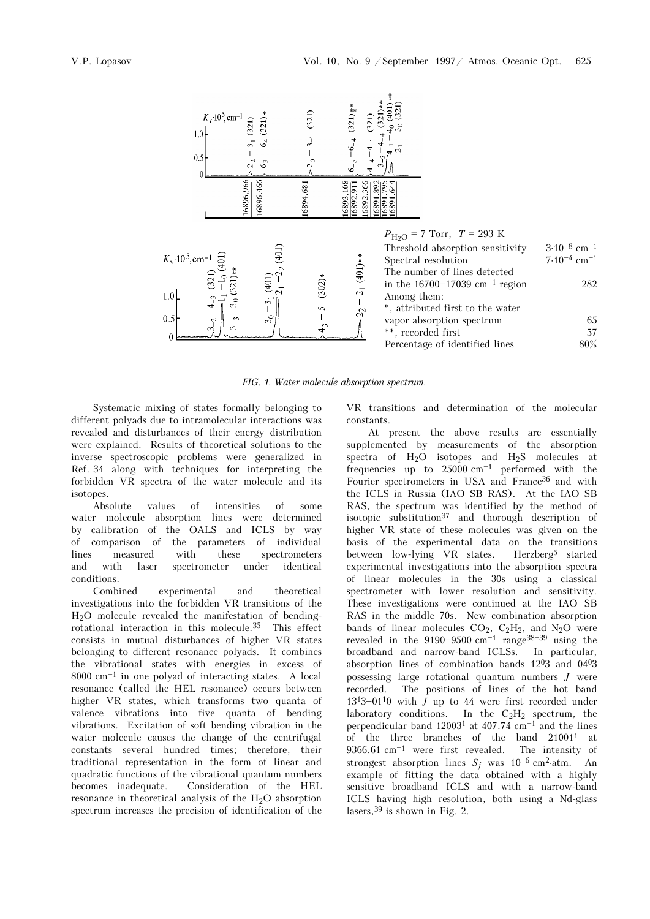| $P_{H_2O}$ = 7 Torr, $T$ = 293 K | |
|---|---|
| Threshold absorption sensitivity | $3\cdot10^{-8}$ cm$^{-1}$ |
| Spectral resolution | $7\cdot10^{-4}$ cm$^{-1}$ |
| The number of lines detected in the 16700–17039 cm$^{-1}$ region | 282 |
| Among them: | |
| *, attributed first to the water vapor absorption spectrum | 65 |
| **, recorded first | 57 |
| Percentage of identified lines | 80% |

*FIG. 1. Water molecule absorption spectrum.*

Systematic mixing of states formally belonging to different polyads due to intramolecular interactions was revealed and disturbances of their energy distribution were explained. Results of theoretical solutions to the inverse spectroscopic problems were generalized in Ref. 34 along with techniques for interpreting the forbidden VR spectra of the water molecule and its isotopes.

Absolute values of intensities of some water molecule absorption lines were determined by calibration of the OALS and ICLS by way of comparison of the parameters of individual lines measured with these spectrometers and with laser spectrometer under identical conditions.

Combined experimental and theoretical investigations into the forbidden VR transitions of the $H_2O$ molecule revealed the manifestation of bending-rotational interaction in this molecule.[35] This effect consists in mutual disturbances of higher VR states belonging to different resonance polyads. It combines the vibrational states with energies in excess of 8000 cm$^{-1}$ in one polyad of interacting states. A local resonance (called the HEL resonance) occurs between higher VR states, which transforms two quanta of valence vibrations into five quanta of bending vibrations. Excitation of soft bending vibration in the water molecule causes the change of the centrifugal constants several hundred times; therefore, their traditional representation in the form of linear and quadratic functions of the vibrational quantum numbers becomes inadequate. Consideration of the HEL resonance in theoretical analysis of the $H_2O$ absorption spectrum increases the precision of identification of the VR transitions and determination of the molecular constants.

At present the above results are essentially supplemented by measurements of the absorption spectra of $H_2O$ isotopes and $H_2S$ molecules at frequencies up to 25000 cm$^{-1}$ performed with the Fourier spectrometers in USA and France[36] and with the ICLS in Russia (IAO SB RAS). At the IAO SB RAS, the spectrum was identified by the method of isotopic substitution[37] and thorough description of higher VR state of these molecules was given on the basis of the experimental data on the transitions between low-lying VR states. Herzberg[5] started experimental investigations into the absorption spectra of linear molecules in the 30s using a classical spectrometer with lower resolution and sensitivity. These investigations were continued at the IAO SB RAS in the middle 70s. New combination absorption bands of linear molecules $CO_2$, $C_2H_2$, and $N_2O$ were revealed in the 9190–9500 cm$^{-1}$ range[38–39] using the broadband and narrow-band ICLSs. In particular, absorption lines of combination bands $12^03$ and $04^03$ possessing large rotational quantum numbers $J$ were recorded. The positions of lines of the hot band $13^13$–$01^10$ with $J$ up to 44 were first recorded under laboratory conditions. In the $C_2H_2$ spectrum, the perpendicular band $12003^1$ at 407.74 cm$^{-1}$ and the lines of the three branches of the band $21001^1$ at 9366.61 cm$^{-1}$ were first revealed. The intensity of strongest absorption lines $S_j$ was $10^{-6}$ cm$^2$·atm. An example of fitting the data obtained with a highly sensitive broadband ICLS and with a narrow-band ICLS having high resolution, both using a Nd-glass lasers,[39] is shown in Fig. 2.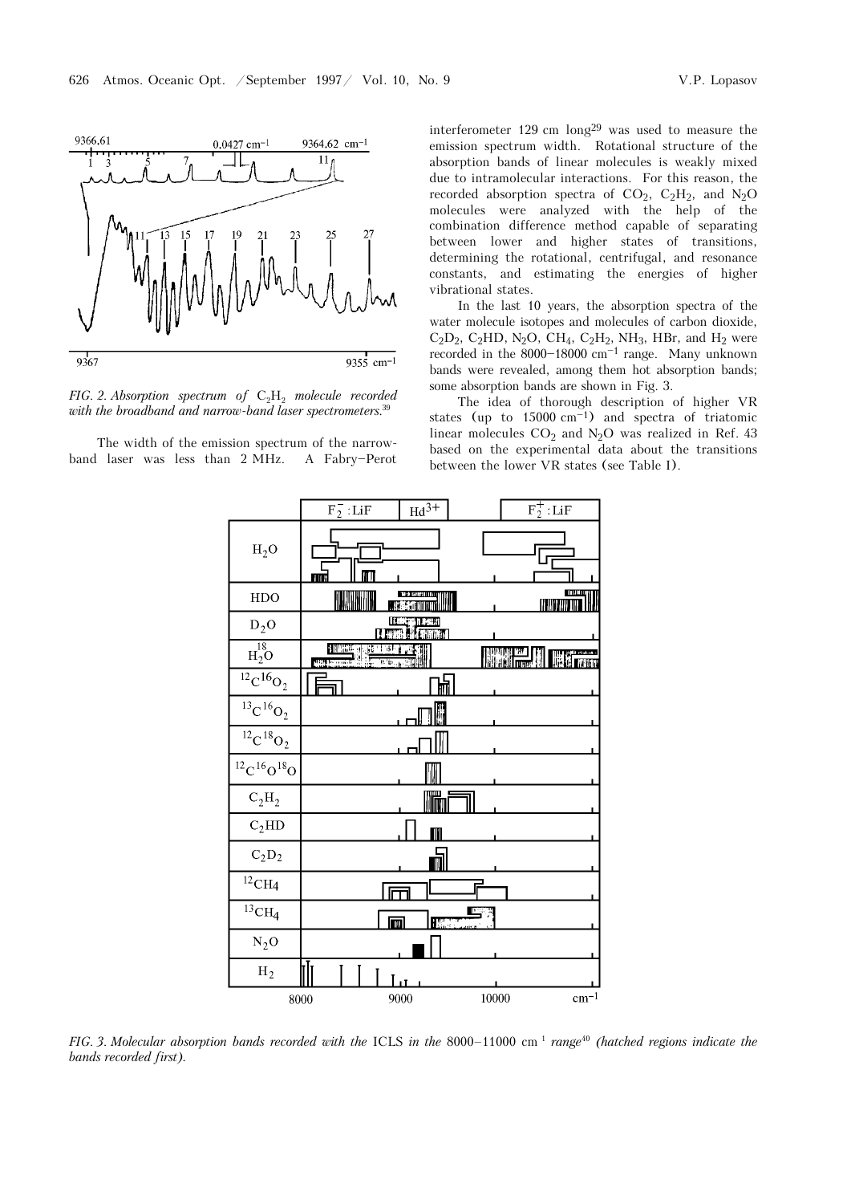*FIG. 2. Absorption spectrum of $C_2H_2$ molecule recorded with the broadband and narrow-band laser spectrometers.*[39]

The width of the emission spectrum of the narrow-band laser was less than 2 MHz. A Fabry–Perot interferometer 129 cm long[29] was used to measure the emission spectrum width. Rotational structure of the absorption bands of linear molecules is weakly mixed due to intramolecular interactions. For this reason, the recorded absorption spectra of $CO_2$, $C_2H_2$, and $N_2O$ molecules were analyzed with the help of the combination difference method capable of separating between lower and higher states of transitions, determining the rotational, centrifugal, and resonance constants, and estimating the energies of higher vibrational states.

In the last 10 years, the absorption spectra of the water molecule isotopes and molecules of carbon dioxide, $C_2D_2$, $C_2HD$, $N_2O$, $CH_4$, $C_2H_2$, $NH_3$, HBr, and $H_2$ were recorded in the 8000–18000 cm$^{-1}$ range. Many unknown bands were revealed, among them hot absorption bands; some absorption bands are shown in Fig. 3.

The idea of thorough description of higher VR states (up to 15000 cm$^{-1}$) and spectra of triatomic linear molecules $CO_2$ and $N_2O$ was realized in Ref. 43 based on the experimental data about the transitions between the lower VR states (see Table I).

*FIG. 3. Molecular absorption bands recorded with the ICLS in the 8000–11000 cm$^{-1}$ range*[40] *(hatched regions indicate the bands recorded first).*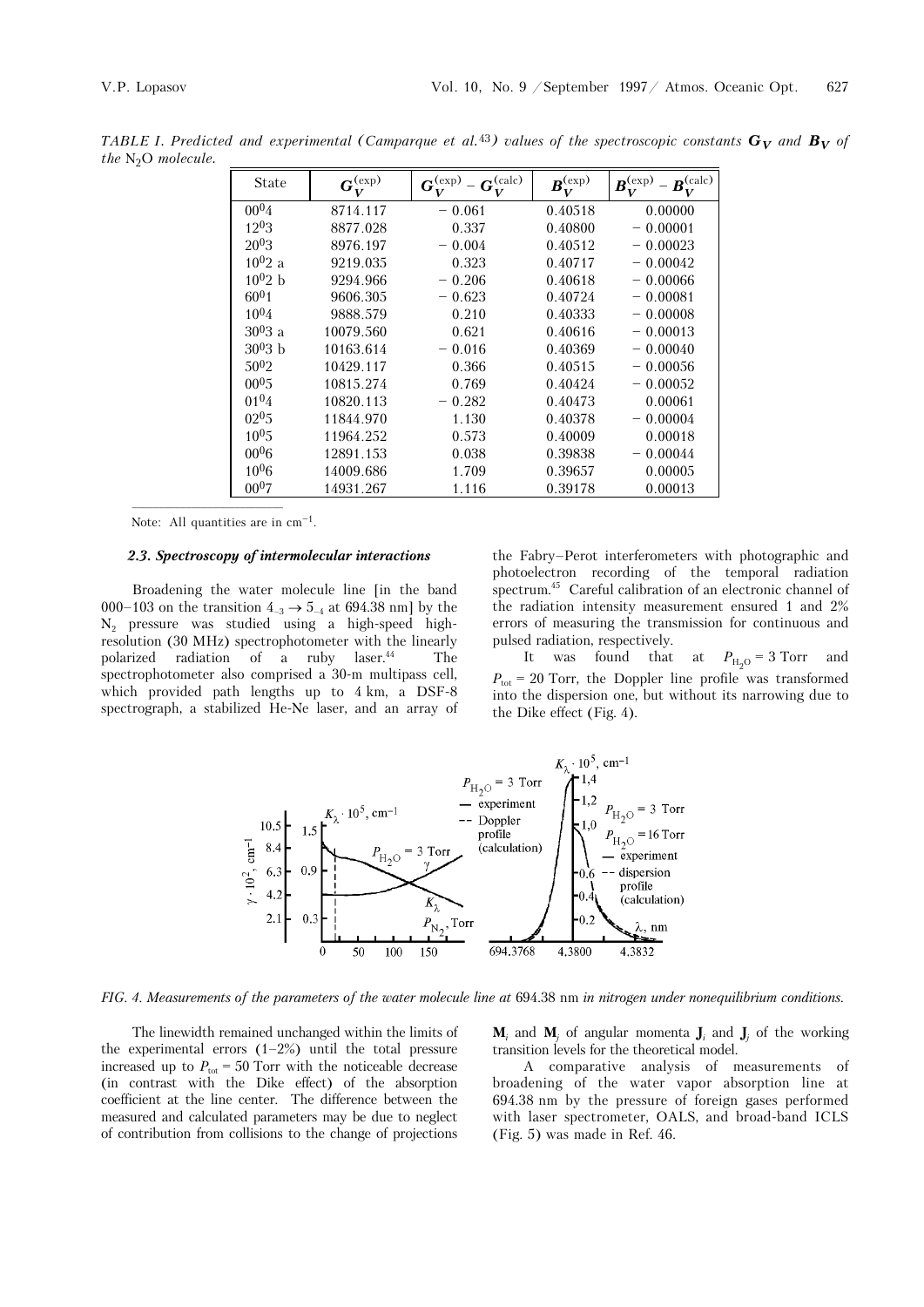*TABLE I. Predicted and experimental (Camparque et al.[43]) values of the spectroscopic constants $G_V$ and $B_V$ of the $N_2O$ molecule.*

| State | $G_V^{(\mathrm{exp})}$ | $G_V^{(\mathrm{exp})} - G_V^{(\mathrm{calc})}$ | $B_V^{(\mathrm{exp})}$ | $B_V^{(\mathrm{exp})} - B_V^{(\mathrm{calc})}$ |
|---|---|---|---|---|
| $00^04$ | 8714.117 | − 0.061 | 0.40518 | 0.00000 |
| $12^03$ | 8877.028 | 0.337 | 0.40800 | − 0.00001 |
| $20^03$ | 8976.197 | − 0.004 | 0.40512 | − 0.00023 |
| $10^02$ a | 9219.035 | 0.323 | 0.40717 | − 0.00042 |
| $10^02$ b | 9294.966 | − 0.206 | 0.40618 | − 0.00066 |
| $60^01$ | 9606.305 | − 0.623 | 0.40724 | − 0.00081 |
| $10^04$ | 9888.579 | 0.210 | 0.40333 | − 0.00008 |
| $30^03$ a | 10079.560 | 0.621 | 0.40616 | − 0.00013 |
| $30^03$ b | 10163.614 | − 0.016 | 0.40369 | − 0.00040 |
| $50^02$ | 10429.117 | 0.366 | 0.40515 | − 0.00056 |
| $00^05$ | 10815.274 | 0.769 | 0.40424 | − 0.00052 |
| $01^04$ | 10820.113 | − 0.282 | 0.40473 | 0.00061 |
| $02^05$ | 11844.970 | 1.130 | 0.40378 | − 0.00004 |
| $10^05$ | 11964.252 | 0.573 | 0.40009 | 0.00018 |
| $00^06$ | 12891.153 | 0.038 | 0.39838 | − 0.00044 |
| $10^06$ | 14009.686 | 1.709 | 0.39657 | 0.00005 |
| $00^07$ | 14931.267 | 1.116 | 0.39178 | 0.00013 |

Note: All quantities are in $cm^{-1}$.

### 2.3. Spectroscopy of intermolecular interactions

Broadening the water molecule line [in the band 000–103 on the transition $4_{-3} \to 5_{-4}$ at 694.38 nm] by the $N_2$ pressure was studied using a high-speed high-resolution (30 MHz) spectrophotometer with the linearly polarized radiation of a ruby laser.[44] The spectrophotometer also comprised a 30-m multipass cell, which provided path lengths up to 4 km, a DSF-8 spectrograph, a stabilized He-Ne laser, and an array of the Fabry–Perot interferometers with photographic and photoelectron recording of the temporal radiation spectrum.[45] Careful calibration of an electronic channel of the radiation intensity measurement ensured 1 and 2% errors of measuring the transmission for continuous and pulsed radiation, respectively.

It was found that at $P_{H_2O} = 3$ Torr and $P_{tot} = 20$ Torr, the Doppler line profile was transformed into the dispersion one, but without its narrowing due to the Dike effect (Fig. 4).

*FIG. 4. Measurements of the parameters of the water molecule line at 694.38 nm in nitrogen under nonequilibrium conditions.*

The linewidth remained unchanged within the limits of the experimental errors (1–2%) until the total pressure increased up to $P_{tot} = 50$ Torr with the noticeable decrease (in contrast with the Dike effect) of the absorption coefficient at the line center. The difference between the measured and calculated parameters may be due to neglect of contribution from collisions to the change of projections $\mathbf{M}_i$ and $\mathbf{M}_j$ of angular momenta $\mathbf{J}_i$ and $\mathbf{J}_j$ of the working transition levels for the theoretical model.

A comparative analysis of measurements of broadening of the water vapor absorption line at 694.38 nm by the pressure of foreign gases performed with laser spectrometer, OALS, and broad-band ICLS (Fig. 5) was made in Ref. 46.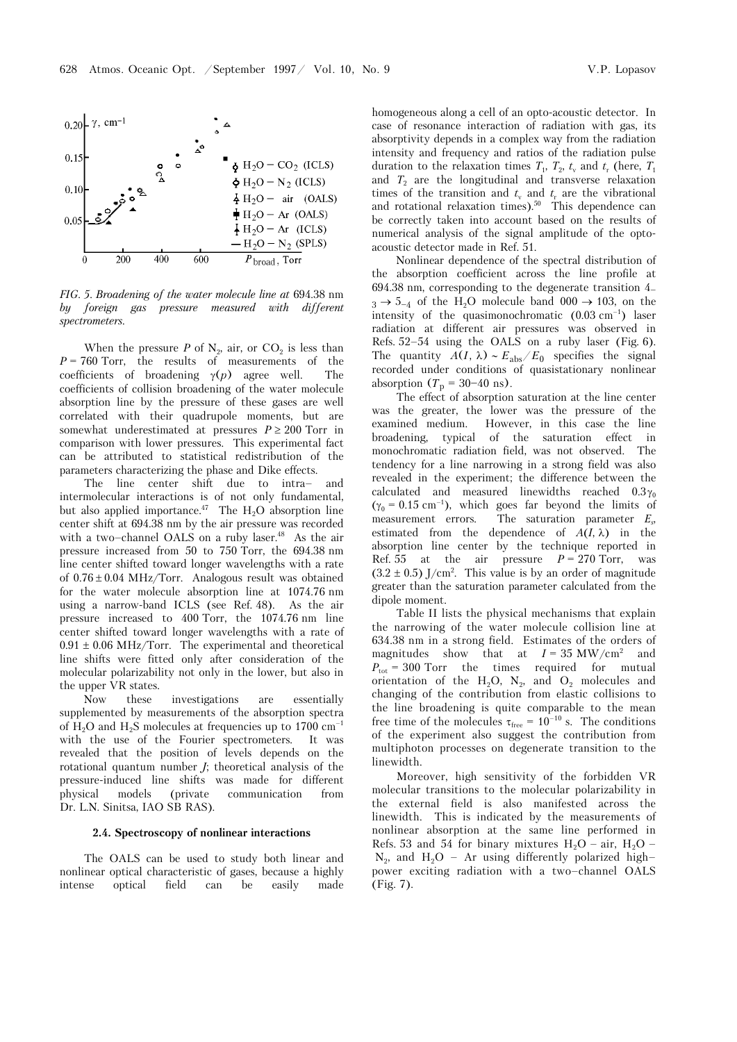FIG. 5. *Broadening of the water molecule line at* 694.38 nm *by foreign gas pressure measured with different spectrometers.*

When the pressure $P$ of $N_2$, air, or $CO_2$ is less than $P = 760$ Torr, the results of measurements of the coefficients of broadening $\gamma(p)$ agree well. The coefficients of collision broadening of the water molecule absorption line by the pressure of these gases are well correlated with their quadrupole moments, but are somewhat underestimated at pressures $P \geq 200$ Torr in comparison with lower pressures. This experimental fact can be attributed to statistical redistribution of the parameters characterizing the phase and Dike effects.

The line center shift due to intra– and intermolecular interactions is of not only fundamental, but also applied importance.[47] The $H_2O$ absorption line center shift at 694.38 nm by the air pressure was recorded with a two–channel OALS on a ruby laser.[48] As the air pressure increased from 50 to 750 Torr, the 694.38 nm line center shifted toward longer wavelengths with a rate of $0.76 \pm 0.04$ MHz/Torr. Analogous result was obtained for the water molecule absorption line at 1074.76 nm using a narrow-band ICLS (see Ref. 48). As the air pressure increased to 400 Torr, the 1074.76 nm line center shifted toward longer wavelengths with a rate of $0.91 \pm 0.06$ MHz/Torr. The experimental and theoretical line shifts were fitted only after consideration of the molecular polarizability not only in the lower, but also in the upper VR states.

Now these investigations are essentially supplemented by measurements of the absorption spectra of $H_2O$ and $H_2S$ molecules at frequencies up to 1700 cm$^{-1}$ with the use of the Fourier spectrometers. It was revealed that the position of levels depends on the rotational quantum number $J$; theoretical analysis of the pressure-induced line shifts was made for different physical models (private communication from Dr. L.N. Sinitsa, IAO SB RAS).

### 2.4. Spectroscopy of nonlinear interactions

The OALS can be used to study both linear and nonlinear optical characteristic of gases, because a highly intense optical field can be easily made homogeneous along a cell of an opto-acoustic detector. In case of resonance interaction of radiation with gas, its absorptivity depends in a complex way from the radiation intensity and frequency and ratios of the radiation pulse duration to the relaxation times $T_1$, $T_2$, $t_v$ and $t_r$ (here, $T_1$ and $T_2$ are the longitudinal and transverse relaxation times of the transition and $t_v$ and $t_r$ are the vibrational and rotational relaxation times).[50] This dependence can be correctly taken into account based on the results of numerical analysis of the signal amplitude of the opto-acoustic detector made in Ref. 51.

Nonlinear dependence of the spectral distribution of the absorption coefficient across the line profile at 694.38 nm, corresponding to the degenerate transition $4_{-3} \rightarrow 5_{-4}$ of the $H_2O$ molecule band $000 \rightarrow 103$, on the intensity of the quasimonochromatic (0.03 cm$^{-1}$) laser radiation at different air pressures was observed in Refs. 52–54 using the OALS on a ruby laser (Fig. 6). The quantity $A(I, \lambda) \sim E_{\rm abs}/E_0$ specifies the signal recorded under conditions of quasistationary nonlinear absorption ($T_{\rm p} = 30$–$40$ ns).

The effect of absorption saturation at the line center was the greater, the lower was the pressure of the examined medium. However, in this case the line broadening, typical of the saturation effect in monochromatic radiation field, was not observed. The tendency for a line narrowing in a strong field was also revealed in the experiment; the difference between the calculated and measured linewidths reached $0.3\gamma_0$ ($\gamma_0 = 0.15$ cm$^{-1}$), which goes far beyond the limits of measurement errors. The saturation parameter $E_s$, estimated from the dependence of $A(I, \lambda)$ in the absorption line center by the technique reported in Ref. 55 at the air pressure $P = 270$ Torr, was $(3.2 \pm 0.5)$ J/cm$^2$. This value is by an order of magnitude greater than the saturation parameter calculated from the dipole moment.

Table II lists the physical mechanisms that explain the narrowing of the water molecule collision line at 634.38 nm in a strong field. Estimates of the orders of magnitudes show that at $I = 35$ MW/cm$^2$ and $P_{\rm tot} = 300$ Torr the times required for mutual orientation of the $H_2O$, $N_2$, and $O_2$ molecules and changing of the contribution from elastic collisions to the line broadening is quite comparable to the mean free time of the molecules $\tau_{\rm free} = 10^{-10}$ s. The conditions of the experiment also suggest the contribution from multiphoton processes on degenerate transition to the linewidth.

Moreover, high sensitivity of the forbidden VR molecular transitions to the molecular polarizability in the external field is also manifested across the linewidth. This is indicated by the measurements of nonlinear absorption at the same line performed in Refs. 53 and 54 for binary mixtures $H_2O$ – air, $H_2O$ – $N_2$, and $H_2O$ – Ar using differently polarized high–power exciting radiation with a two–channel OALS (Fig. 7).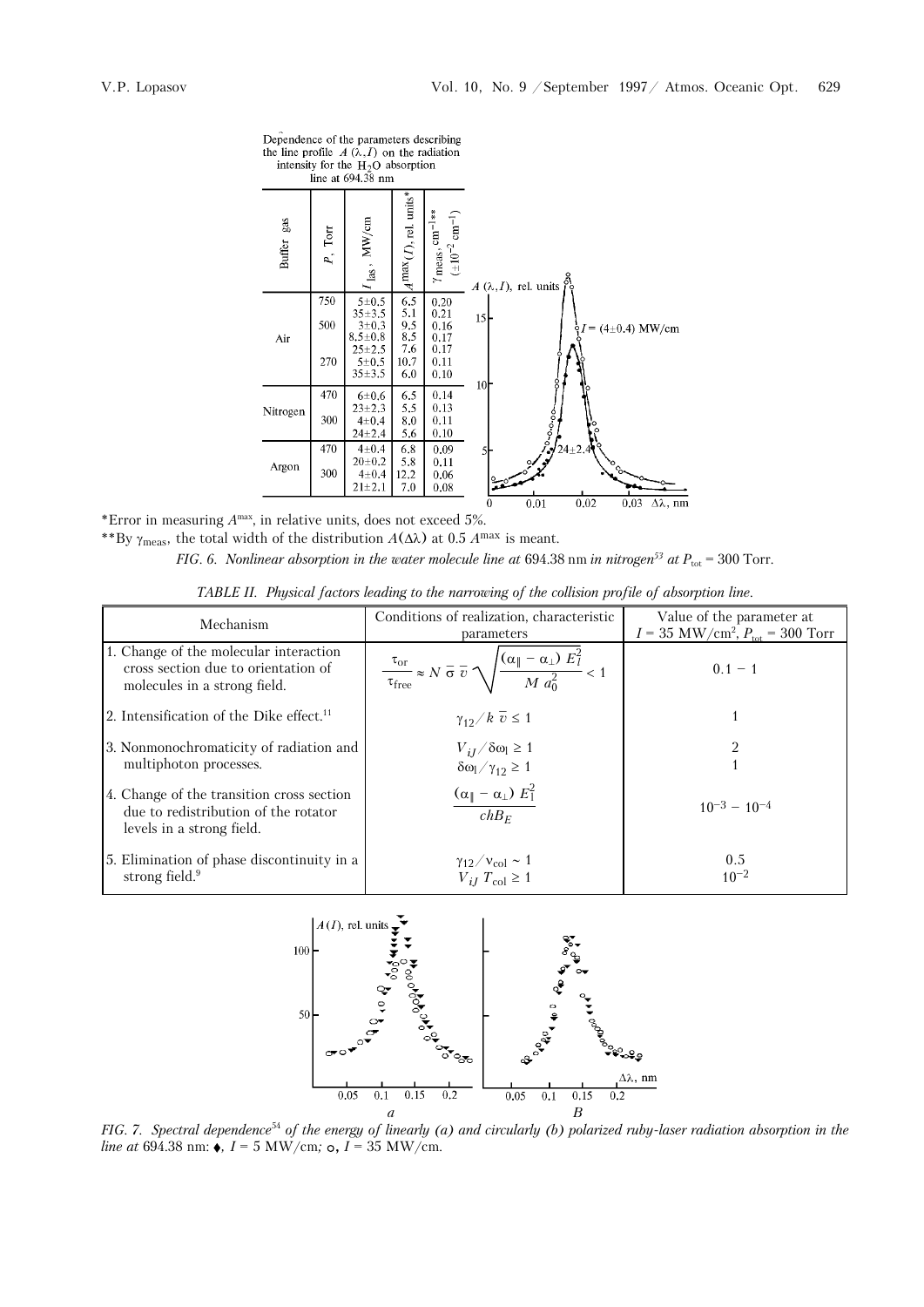Dependence of the parameters describing the line profile $A(\lambda, I)$ on the radiation intensity for the $H_2O$ absorption line at 694.38 nm

| Buffer gas | $P$, Torr | $I_{las}$, MW/cm | $A^{max}(I)$, rel. units* | $\gamma_{meas}$, cm$^{-1}$** ($\pm 10^{-2}$ cm$^{-1}$) |
|---|---|---|---|---|
| Air | 750 | 5±0.5 | 6.5 | 0.20 |
| | | 35±3.5 | 5.1 | 0.21 |
| | 500 | 3±0.3 | 9.5 | 0.16 |
| | | 8.5±0.8 | 8.5 | 0.17 |
| | | 25±2.5 | 7.6 | 0.17 |
| | 270 | 5±0.5 | 10.7 | 0.11 |
| | | 35±3.5 | 6.0 | 0.10 |
| Nitrogen | 470 | 6±0.6 | 6.5 | 0.14 |
| | | 23±2.3 | 5.5 | 0.13 |
| | 300 | 4±0.4 | 8.0 | 0.11 |
| | | 24±2.4 | 5.6 | 0.10 |
| Argon | 470 | 4±0.4 | 6.8 | 0.09 |
| | | 20±0.2 | 5.8 | 0.11 |
| | 300 | 4±0.4 | 12.2 | 0.06 |
| | | 21±2.1 | 7.0 | 0.08 |

*Error in measuring $A^{max}$, in relative units, does not exceed 5%.

**By $\gamma_{meas}$, the total width of the distribution $A(\Delta\lambda)$ at 0.5 $A^{max}$ is meant.

*FIG. 6. Nonlinear absorption in the water molecule line at* 694.38 nm *in nitrogen*[53] *at* $P_{tot}$ = 300 Torr.

*TABLE II. Physical factors leading to the narrowing of the collision profile of absorption line.*

| Mechanism | Conditions of realization, characteristic parameters | Value of the parameter at $I$ = 35 MW/cm$^2$, $P_{tot}$ = 300 Torr |
|---|---|---|
| 1. Change of the molecular interaction cross section due to orientation of molecules in a strong field. | $\dfrac{\tau_{or}}{\tau_{free}} \approx N\,\bar{\sigma}\,\bar{v}\sqrt{\dfrac{(\alpha_{\parallel}-\alpha_{\perp})\,E_l^2}{M\,a_0^2}} < 1$ | 0.1 − 1 |
| 2. Intensification of the Dike effect.[11] | $\gamma_{12}/k\,\bar{v} \le 1$ | 1 |
| 3. Nonmonochromaticity of radiation and multiphoton processes. | $V_{iJ}/\delta\omega_l \ge 1$<br>$\delta\omega_l/\gamma_{12} \ge 1$ | 2<br>1 |
| 4. Change of the transition cross section due to redistribution of the rotator levels in a strong field. | $\dfrac{(\alpha_{\parallel}-\alpha_{\perp})\,E_l^2}{chB_E}$ | $10^{-3} - 10^{-4}$ |
| 5. Elimination of phase discontinuity in a strong field.[9] | $\gamma_{12}/\nu_{col} \sim 1$<br>$V_{iJ}\,T_{col} \ge 1$ | 0.5<br>$10^{-2}$ |

*FIG. 7. Spectral dependence*[54] *of the energy of linearly (a) and circularly (b) polarized ruby-laser radiation absorption in the line at* 694.38 nm: ♦, $I$ = 5 MW/cm; ○, $I$ = 35 MW/cm.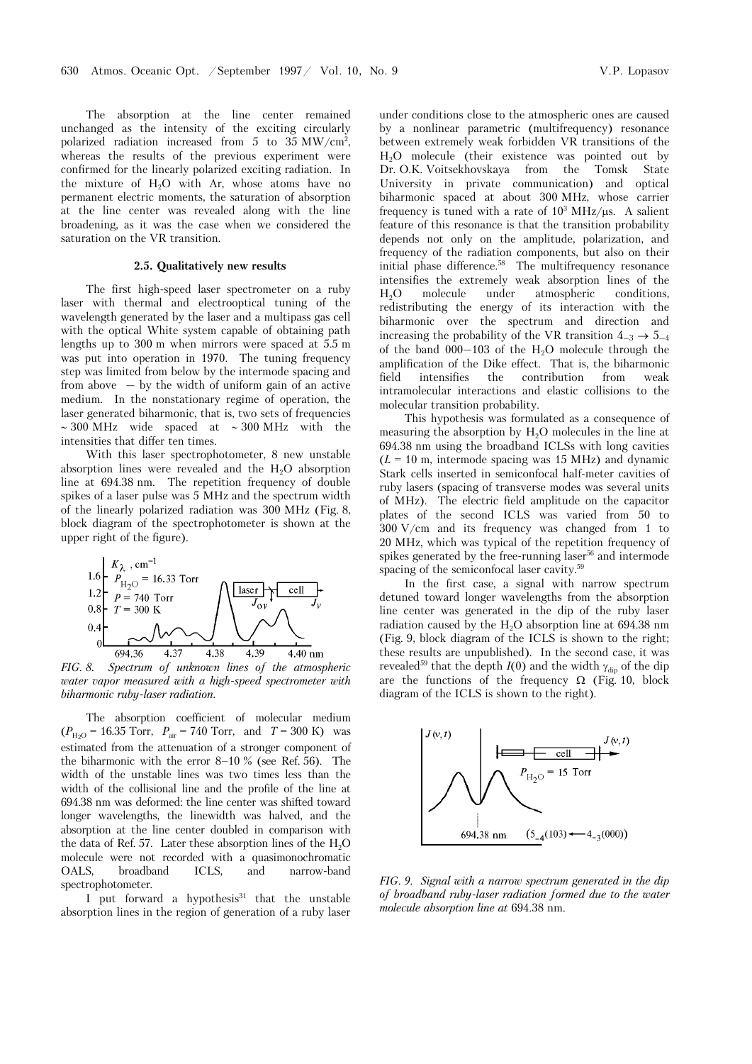The absorption at the line center remained unchanged as the intensity of the exciting circularly polarized radiation increased from 5 to 35 MW/cm$^2$, whereas the results of the previous experiment were confirmed for the linearly polarized exciting radiation. In the mixture of $H_2O$ with Ar, whose atoms have no permanent electric moments, the saturation of absorption at the line center was revealed along with the line broadening, as it was the case when we considered the saturation on the VR transition.

### 2.5. Qualitatively new results

The first high-speed laser spectrometer on a ruby laser with thermal and electrooptical tuning of the wavelength generated by the laser and a multipass gas cell with the optical White system capable of obtaining path lengths up to 300 m when mirrors were spaced at 5.5 m was put into operation in 1970. The tuning frequency step was limited from below by the intermode spacing and from above – by the width of uniform gain of an active medium. In the nonstationary regime of operation, the laser generated biharmonic, that is, two sets of frequencies ~ 300 MHz wide spaced at ~ 300 MHz with the intensities that differ ten times.

With this laser spectrophotometer, 8 new unstable absorption lines were revealed and the $H_2O$ absorption line at 694.38 nm. The repetition frequency of double spikes of a laser pulse was 5 MHz and the spectrum width of the linearly polarized radiation was 300 MHz (Fig. 8, block diagram of the spectrophotometer is shown at the upper right of the figure).

*FIG. 8. Spectrum of unknown lines of the atmospheric water vapor measured with a high-speed spectrometer with biharmonic ruby-laser radiation.*

The absorption coefficient of molecular medium ($P_{H_2O}$ = 16.35 Torr, $P_{air}$ = 740 Torr, and $T$ = 300 K) was estimated from the attenuation of a stronger component of the biharmonic with the error 8–10 % (see Ref. 56). The width of the unstable lines was two times less than the width of the collisional line and the profile of the line at 694.38 nm was deformed: the line center was shifted toward longer wavelengths, the linewidth was halved, and the absorption at the line center doubled in comparison with the data of Ref. 57. Later these absorption lines of the $H_2O$ molecule were not recorded with a quasimonochromatic OALS, broadband ICLS, and narrow-band spectrophotometer.

I put forward a hypothesis[31] that the unstable absorption lines in the region of generation of a ruby laser under conditions close to the atmospheric ones are caused by a nonlinear parametric (multifrequency) resonance between extremely weak forbidden VR transitions of the $H_2O$ molecule (their existence was pointed out by Dr. O.K. Voitsekhovskaya from the Tomsk State University in private communication) and optical biharmonic spaced at about 300 MHz, whose carrier frequency is tuned with a rate of $10^3$ MHz/μs. A salient feature of this resonance is that the transition probability depends not only on the amplitude, polarization, and frequency of the radiation components, but also on their initial phase difference.[58] The multifrequency resonance intensifies the extremely weak absorption lines of the $H_2O$ molecule under atmospheric conditions, redistributing the energy of its interaction with the biharmonic over the spectrum and direction and increasing the probability of the VR transition $4_{-3} \rightarrow 5_{-4}$ of the band 000–103 of the $H_2O$ molecule through the amplification of the Dike effect. That is, the biharmonic field intensifies the contribution from weak intramolecular interactions and elastic collisions to the molecular transition probability.

This hypothesis was formulated as a consequence of measuring the absorption by $H_2O$ molecules in the line at 694.38 nm using the broadband ICLSs with long cavities ($L$ = 10 m, intermode spacing was 15 MHz) and dynamic Stark cells inserted in semiconfocal half-meter cavities of ruby lasers (spacing of transverse modes was several units of MHz). The electric field amplitude on the capacitor plates of the second ICLS was varied from 50 to 300 V/cm and its frequency was changed from 1 to 20 MHz, which was typical of the repetition frequency of spikes generated by the free-running laser[56] and intermode spacing of the semiconfocal laser cavity.[59]

In the first case, a signal with narrow spectrum detuned toward longer wavelengths from the absorption line center was generated in the dip of the ruby laser radiation caused by the $H_2O$ absorption line at 694.38 nm (Fig. 9, block diagram of the ICLS is shown to the right; these results are unpublished). In the second case, it was revealed[59] that the depth $I(0)$ and the width $\gamma_{dip}$ of the dip are the functions of the frequency $\Omega$ (Fig. 10, block diagram of the ICLS is shown to the right).

*FIG. 9. Signal with a narrow spectrum generated in the dip of broadband ruby-laser radiation formed due to the water molecule absorption line at 694.38 nm.*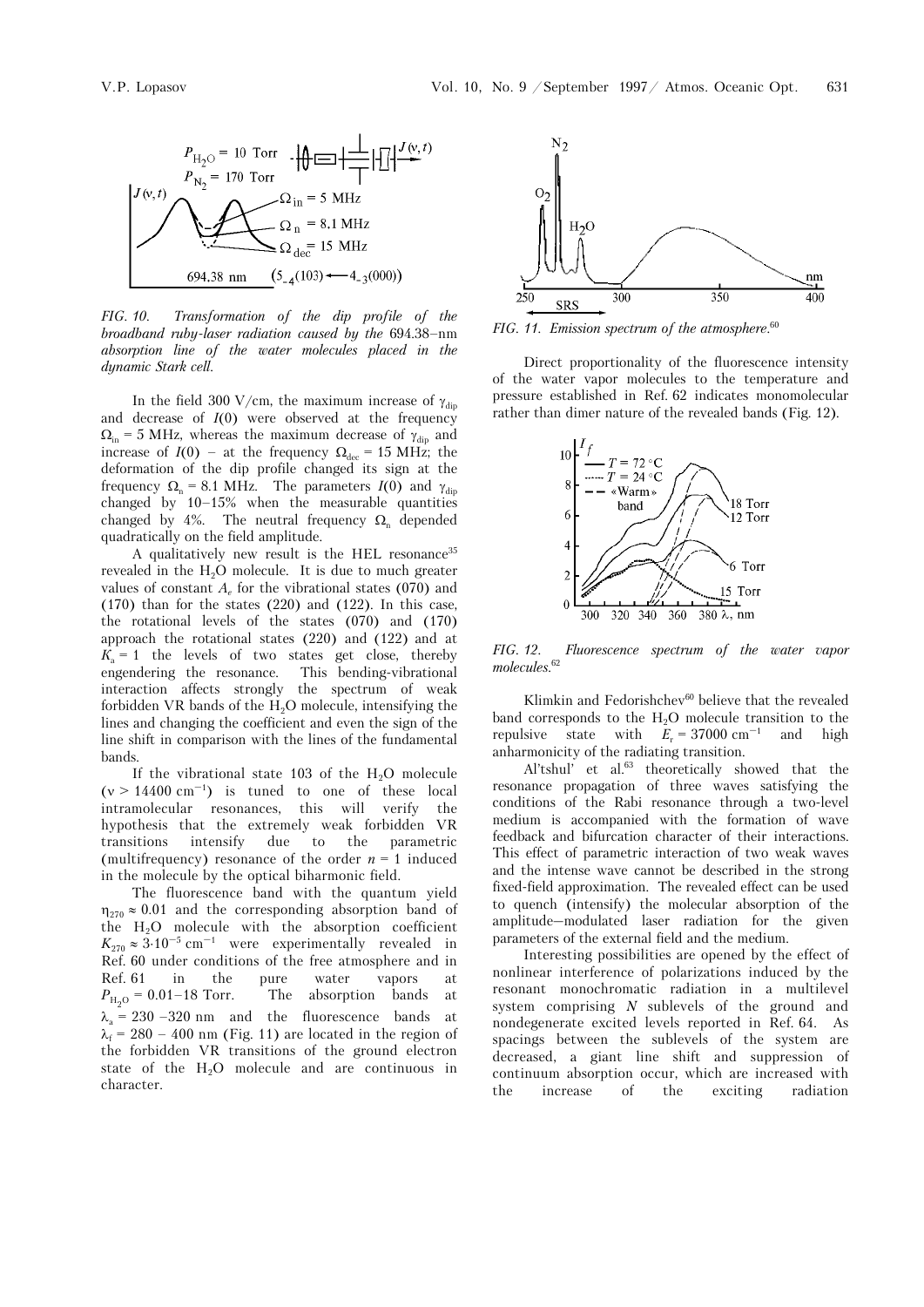*FIG. 10. Transformation of the dip profile of the broadband ruby-laser radiation caused by the 694.38–nm absorption line of the water molecules placed in the dynamic Stark cell.*

In the field 300 V/cm, the maximum increase of $\gamma_{dip}$ and decrease of $I(0)$ were observed at the frequency $\Omega_{in} = 5$ MHz, whereas the maximum decrease of $\gamma_{dip}$ and increase of $I(0)$ – at the frequency $\Omega_{dec} = 15$ MHz; the deformation of the dip profile changed its sign at the frequency $\Omega_n = 8.1$ MHz. The parameters $I(0)$ and $\gamma_{dip}$ changed by 10–15% when the measurable quantities changed by 4%. The neutral frequency $\Omega_n$ depended quadratically on the field amplitude.

A qualitatively new result is the HEL resonance[35] revealed in the $H_2O$ molecule. It is due to much greater values of constant $A_e$ for the vibrational states (070) and (170) than for the states (220) and (122). In this case, the rotational levels of the states (070) and (170) approach the rotational states (220) and (122) and at $K_a = 1$ the levels of two states get close, thereby engendering the resonance. This bending-vibrational interaction affects strongly the spectrum of weak forbidden VR bands of the $H_2O$ molecule, intensifying the lines and changing the coefficient and even the sign of the line shift in comparison with the lines of the fundamental bands.

If the vibrational state 103 of the $H_2O$ molecule ($\nu > 14400$ cm$^{-1}$) is tuned to one of these local intramolecular resonances, this will verify the hypothesis that the extremely weak forbidden VR transitions intensify due to the parametric (multifrequency) resonance of the order $n = 1$ induced in the molecule by the optical biharmonic field.

The fluorescence band with the quantum yield $\eta_{270} \approx 0.01$ and the corresponding absorption band of the $H_2O$ molecule with the absorption coefficient $K_{270} \approx 3 \cdot 10^{-5}$ cm$^{-1}$ were experimentally revealed in Ref. 60 under conditions of the free atmosphere and in Ref. 61 in the pure water vapors at $P_{H_2O} = 0.01$–18 Torr. The absorption bands at $\lambda_a = 230$–320 nm and the fluorescence bands at $\lambda_f = 280$–400 nm (Fig. 11) are located in the region of the forbidden VR transitions of the ground electron state of the $H_2O$ molecule and are continuous in character.

*FIG. 11. Emission spectrum of the atmosphere.*[60]

Direct proportionality of the fluorescence intensity of the water vapor molecules to the temperature and pressure established in Ref. 62 indicates monomolecular rather than dimer nature of the revealed bands (Fig. 12).

*FIG. 12. Fluorescence spectrum of the water vapor molecules.*[62]

Klimkin and Fedorishchev[60] believe that the revealed band corresponds to the $H_2O$ molecule transition to the repulsive state with $E_r = 37000$ cm$^{-1}$ and high anharmonicity of the radiating transition.

Al'tshul' et al.[63] theoretically showed that the resonance propagation of three waves satisfying the conditions of the Rabi resonance through a two-level medium is accompanied with the formation of wave feedback and bifurcation character of their interactions. This effect of parametric interaction of two weak waves and the intense wave cannot be described in the strong fixed-field approximation. The revealed effect can be used to quench (intensify) the molecular absorption of the amplitude–modulated laser radiation for the given parameters of the external field and the medium.

Interesting possibilities are opened by the effect of nonlinear interference of polarizations induced by the resonant monochromatic radiation in a multilevel system comprising $N$ sublevels of the ground and nondegenerate excited levels reported in Ref. 64. As spacings between the sublevels of the system are decreased, a giant line shift and suppression of continuum absorption occur, which are increased with the increase of the exciting radiation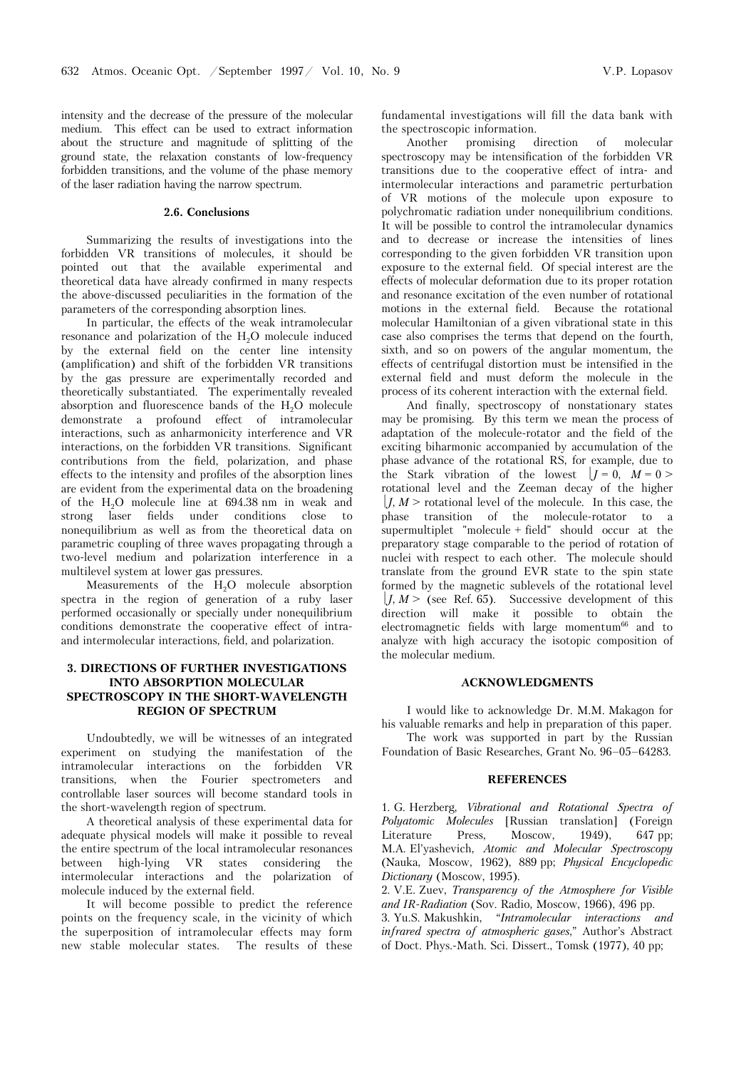intensity and the decrease of the pressure of the molecular medium. This effect can be used to extract information about the structure and magnitude of splitting of the ground state, the relaxation constants of low-frequency forbidden transitions, and the volume of the phase memory of the laser radiation having the narrow spectrum.

### 2.6. Conclusions

Summarizing the results of investigations into the forbidden VR transitions of molecules, it should be pointed out that the available experimental and theoretical data have already confirmed in many respects the above-discussed peculiarities in the formation of the parameters of the corresponding absorption lines.

In particular, the effects of the weak intramolecular resonance and polarization of the $H_2O$ molecule induced by the external field on the center line intensity (amplification) and shift of the forbidden VR transitions by the gas pressure are experimentally recorded and theoretically substantiated. The experimentally revealed absorption and fluorescence bands of the $H_2O$ molecule demonstrate a profound effect of intramolecular interactions, such as anharmonicity interference and VR interactions, on the forbidden VR transitions. Significant contributions from the field, polarization, and phase effects to the intensity and profiles of the absorption lines are evident from the experimental data on the broadening of the $H_2O$ molecule line at 694.38 nm in weak and strong laser fields under conditions close to nonequilibrium as well as from the theoretical data on parametric coupling of three waves propagating through a two-level medium and polarization interference in a multilevel system at lower gas pressures.

Measurements of the $H_2O$ molecule absorption spectra in the region of generation of a ruby laser performed occasionally or specially under nonequilibrium conditions demonstrate the cooperative effect of intra- and intermolecular interactions, field, and polarization.

## 3. DIRECTIONS OF FURTHER INVESTIGATIONS INTO ABSORPTION MOLECULAR SPECTROSCOPY IN THE SHORT-WAVELENGTH REGION OF SPECTRUM

Undoubtedly, we will be witnesses of an integrated experiment on studying the manifestation of the intramolecular interactions on the forbidden VR transitions, when the Fourier spectrometers and controllable laser sources will become standard tools in the short-wavelength region of spectrum.

A theoretical analysis of these experimental data for adequate physical models will make it possible to reveal the entire spectrum of the local intramolecular resonances between high-lying VR states considering the intermolecular interactions and the polarization of molecule induced by the external field.

It will become possible to predict the reference points on the frequency scale, in the vicinity of which the superposition of intramolecular effects may form new stable molecular states. The results of these fundamental investigations will fill the data bank with the spectroscopic information.

Another promising direction of molecular spectroscopy may be intensification of the forbidden VR transitions due to the cooperative effect of intra- and intermolecular interactions and parametric perturbation of VR motions of the molecule upon exposure to polychromatic radiation under nonequilibrium conditions. It will be possible to control the intramolecular dynamics and to decrease or increase the intensities of lines corresponding to the given forbidden VR transition upon exposure to the external field. Of special interest are the effects of molecular deformation due to its proper rotation and resonance excitation of the even number of rotational motions in the external field. Because the rotational molecular Hamiltonian of a given vibrational state in this case also comprises the terms that depend on the fourth, sixth, and so on powers of the angular momentum, the effects of centrifugal distortion must be intensified in the external field and must deform the molecule in the process of its coherent interaction with the external field.

And finally, spectroscopy of nonstationary states may be promising. By this term we mean the process of adaptation of the molecule-rotator and the field of the exciting biharmonic accompanied by accumulation of the phase advance of the rotational RS, for example, due to the Stark vibration of the lowest $|J = 0, M = 0>$ rotational level and the Zeeman decay of the higher $|J, M>$ rotational level of the molecule. In this case, the phase transition of the molecule-rotator to a supermultiplet "molecule + field" should occur at the preparatory stage comparable to the period of rotation of nuclei with respect to each other. The molecule should translate from the ground EVR state to the spin state formed by the magnetic sublevels of the rotational level $|J, M>$ (see Ref. 65). Successive development of this direction will make it possible to obtain the electromagnetic fields with large momentum[66] and to analyze with high accuracy the isotopic composition of the molecular medium.

## ACKNOWLEDGMENTS

I would like to acknowledge Dr. M.M. Makagon for his valuable remarks and help in preparation of this paper.

The work was supported in part by the Russian Foundation of Basic Researches, Grant No. 96–05–64283.

## REFERENCES

1. G. Herzberg, *Vibrational and Rotational Spectra of Polyatomic Molecules* [Russian translation] (Foreign Literature Press, Moscow, 1949), 647 pp; M.A. El'yashevich, *Atomic and Molecular Spectroscopy* (Nauka, Moscow, 1962), 889 pp; *Physical Encyclopedic Dictionary* (Moscow, 1995).

2. V.E. Zuev, *Transparency of the Atmosphere for Visible and IR-Radiation* (Sov. Radio, Moscow, 1966), 496 pp.

3. Yu.S. Makushkin, "*Intramolecular interactions and infrared spectra of atmospheric gases*," Author's Abstract of Doct. Phys.-Math. Sci. Dissert., Tomsk (1977), 40 pp;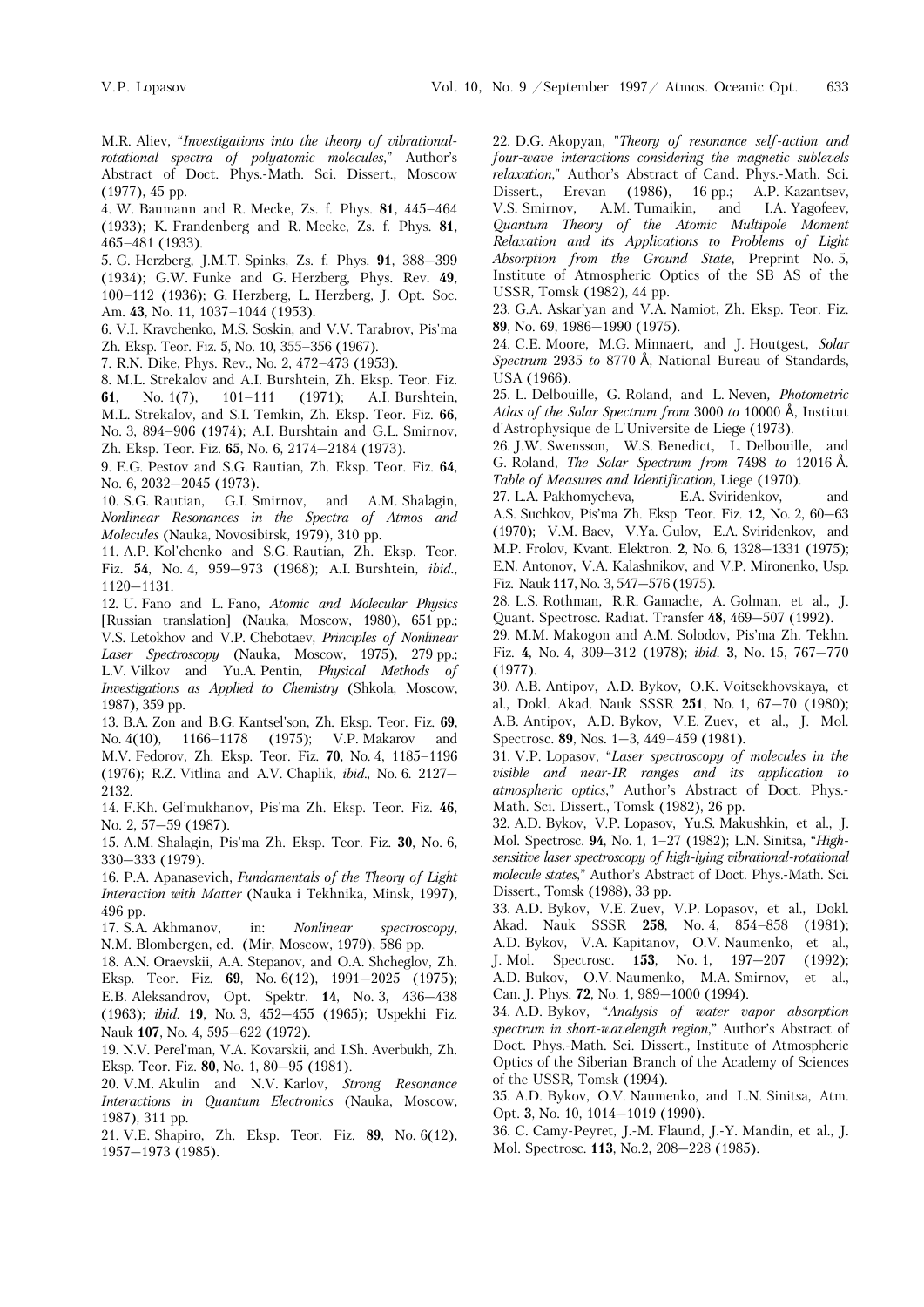M.R. Aliev, "*Investigations into the theory of vibrational-rotational spectra of polyatomic molecules*," Author's Abstract of Doct. Phys.-Math. Sci. Dissert., Moscow (1977), 45 pp.

4. W. Baumann and R. Mecke, Zs. f. Phys. **81**, 445–464 (1933); K. Frandenberg and R. Mecke, Zs. f. Phys. **81**, 465–481 (1933).

5. G. Herzberg, J.M.T. Spinks, Zs. f. Phys. **91**, 388–399 (1934); G.W. Funke and G. Herzberg, Phys. Rev. **49**, 100–112 (1936); G. Herzberg, L. Herzberg, J. Opt. Soc. Am. **43**, No. 11, 1037–1044 (1953).

6. V.I. Kravchenko, M.S. Soskin, and V.V. Tarabrov, Pis'ma Zh. Eksp. Teor. Fiz. **5**, No. 10, 355–356 (1967).

7. R.N. Dike, Phys. Rev., No. 2, 472–473 (1953).

8. M.L. Strekalov and A.I. Burshtein, Zh. Eksp. Teor. Fiz. **61**, No. 1(7), 101–111 (1971); A.I. Burshtein, M.L. Strekalov, and S.I. Temkin, Zh. Eksp. Teor. Fiz. **66**, No. 3, 894–906 (1974); A.I. Burshtain and G.L. Smirnov, Zh. Eksp. Teor. Fiz. **65**, No. 6, 2174–2184 (1973).

9. E.G. Pestov and S.G. Rautian, Zh. Eksp. Teor. Fiz. **64**, No. 6, 2032–2045 (1973).

10. S.G. Rautian, G.I. Smirnov, and A.M. Shalagin, *Nonlinear Resonances in the Spectra of Atoms and Molecules* (Nauka, Novosibirsk, 1979), 310 pp.

11. A.P. Kol'chenko and S.G. Rautian, Zh. Eksp. Teor. Fiz. **54**, No. 4, 959–973 (1968); A.I. Burshtein, *ibid.*, 1120–1131.

12. U. Fano and L. Fano, *Atomic and Molecular Physics* [Russian translation] (Nauka, Moscow, 1980), 651 pp.; V.S. Letokhov and V.P. Chebotaev, *Principles of Nonlinear Laser Spectroscopy* (Nauka, Moscow, 1975), 279 pp.; L.V. Vilkov and Yu.A. Pentin, *Physical Methods of Investigations as Applied to Chemistry* (Shkola, Moscow, 1987), 359 pp.

13. B.A. Zon and B.G. Kantsel'son, Zh. Eksp. Teor. Fiz. **69**, No. 4(10), 1166–1178 (1975); V.P. Makarov and M.V. Fedorov, Zh. Eksp. Teor. Fiz. **70**, No. 4, 1185–1196 (1976); R.Z. Vitlina and A.V. Chaplik, *ibid.*, No. 6. 2127–2132.

14. F.Kh. Gel'mukhanov, Pis'ma Zh. Eksp. Teor. Fiz. **46**, No. 2, 57–59 (1987).

15. A.M. Shalagin, Pis'ma Zh. Eksp. Teor. Fiz. **30**, No. 6, 330–333 (1979).

16. P.A. Apanasevich, *Fundamentals of the Theory of Light Interaction with Matter* (Nauka i Tekhnika, Minsk, 1997), 496 pp.

17. S.A. Akhmanov, in: *Nonlinear spectroscopy*, N.M. Blombergen, ed. (Mir, Moscow, 1979), 586 pp.

18. A.N. Oraevskii, A.A. Stepanov, and O.A. Shcheglov, Zh. Eksp. Teor. Fiz. **69**, No. 6(12), 1991–2025 (1975); E.B. Aleksandrov, Opt. Spektr. **14**, No. 3, 436–438 (1963); *ibid.* **19**, No. 3, 452–455 (1965); Uspekhi Fiz. Nauk **107**, No. 4, 595–622 (1972).

19. N.V. Perel'man, V.A. Kovarskii, and I.Sh. Averbukh, Zh. Eksp. Teor. Fiz. **80**, No. 1, 80–95 (1981).

20. V.M. Akulin and N.V. Karlov, *Strong Resonance Interactions in Quantum Electronics* (Nauka, Moscow, 1987), 311 pp.

21. V.E. Shapiro, Zh. Eksp. Teor. Fiz. **89**, No. 6(12), 1957–1973 (1985).

22. D.G. Akopyan, "*Theory of resonance self-action and four-wave interactions considering the magnetic sublevels relaxation*," Author's Abstract of Cand. Phys.-Math. Sci. Dissert., Erevan (1986), 16 pp.; A.P. Kazantsev, V.S. Smirnov, A.M. Tumaikin, and I.A. Yagofeev, *Quantum Theory of the Atomic Multipole Moment Relaxation and its Applications to Problems of Light Absorption from the Ground State*, Preprint No. 5, Institute of Atmospheric Optics of the SB AS of the USSR, Tomsk (1982), 44 pp.

23. G.A. Askar'yan and V.A. Namiot, Zh. Eksp. Teor. Fiz. **89**, No. 69, 1986–1990 (1975).

24. C.E. Moore, M.G. Minnaert, and J. Houtgest, *Solar Spectrum* 2935 *to* 8770 Å, National Bureau of Standards, USA (1966).

25. L. Delbouille, G. Roland, and L. Neven, *Photometric Atlas of the Solar Spectrum from* 3000 *to* 10000 Å, Institut d'Astrophysique de L'Universite de Liege (1973).

26. J.W. Swensson, W.S. Benedict, L. Delbouille, and G. Roland, *The Solar Spectrum from* 7498 *to* 12016 Å. *Table of Measures and Identification*, Liege (1970).

27. L.A. Pakhomycheva, E.A. Sviridenkov, and A.S. Suchkov, Pis'ma Zh. Eksp. Teor. Fiz. **12**, No. 2, 60–63 (1970); V.M. Baev, V.Ya. Gulov, E.A. Sviridenkov, and M.P. Frolov, Kvant. Elektron. **2**, No. 6, 1328–1331 (1975); E.N. Antonov, V.A. Kalashnikov, and V.P. Mironenko, Usp. Fiz. Nauk **117**, No. 3, 547–576 (1975).

28. L.S. Rothman, R.R. Gamache, A. Golman, et al., J. Quant. Spectrosc. Radiat. Transfer **48**, 469–507 (1992).

29. M.M. Makogon and A.M. Solodov, Pis'ma Zh. Tekhn. Fiz. **4**, No. 4, 309–312 (1978); *ibid.* **3**, No. 15, 767–770 (1977).

30. A.B. Antipov, A.D. Bykov, O.K. Voitsekhovskaya, et al., Dokl. Akad. Nauk SSSR **251**, No. 1, 67–70 (1980); A.B. Antipov, A.D. Bykov, V.E. Zuev, et al., J. Mol. Spectrosc. **89**, Nos. 1–3, 449–459 (1981).

31. V.P. Lopasov, "*Laser spectroscopy of molecules in the visible and near-IR ranges and its application to atmospheric optics*," Author's Abstract of Doct. Phys.-Math. Sci. Dissert., Tomsk (1982), 26 pp.

32. A.D. Bykov, V.P. Lopasov, Yu.S. Makushkin, et al., J. Mol. Spectrosc. **94**, No. 1, 1–27 (1982); L.N. Sinitsa, "*High-sensitive laser spectroscopy of high-lying vibrational-rotational molecule states*," Author's Abstract of Doct. Phys.-Math. Sci. Dissert., Tomsk (1988), 33 pp.

33. A.D. Bykov, V.E. Zuev, V.P. Lopasov, et al., Dokl. Akad. Nauk SSSR **258**, No. 4, 854–858 (1981); A.D. Bykov, V.A. Kapitanov, O.V. Naumenko, et al., J. Mol. Spectrosc. **153**, No. 1, 197–207 (1992); A.D. Bukov, O.V. Naumenko, M.A. Smirnov, et al., Can. J. Phys. **72**, No. 1, 989–1000 (1994).

34. A.D. Bykov, "*Analysis of water vapor absorption spectrum in short-wavelength region*," Author's Abstract of Doct. Phys.-Math. Sci. Dissert., Institute of Atmospheric Optics of the Siberian Branch of the Academy of Sciences of the USSR, Tomsk (1994).

35. A.D. Bykov, O.V. Naumenko, and L.N. Sinitsa, Atm. Opt. **3**, No. 10, 1014–1019 (1990).

36. C. Camy-Peyret, J.-M. Flaund, J.-Y. Mandin, et al., J. Mol. Spectrosc. **113**, No.2, 208–228 (1985).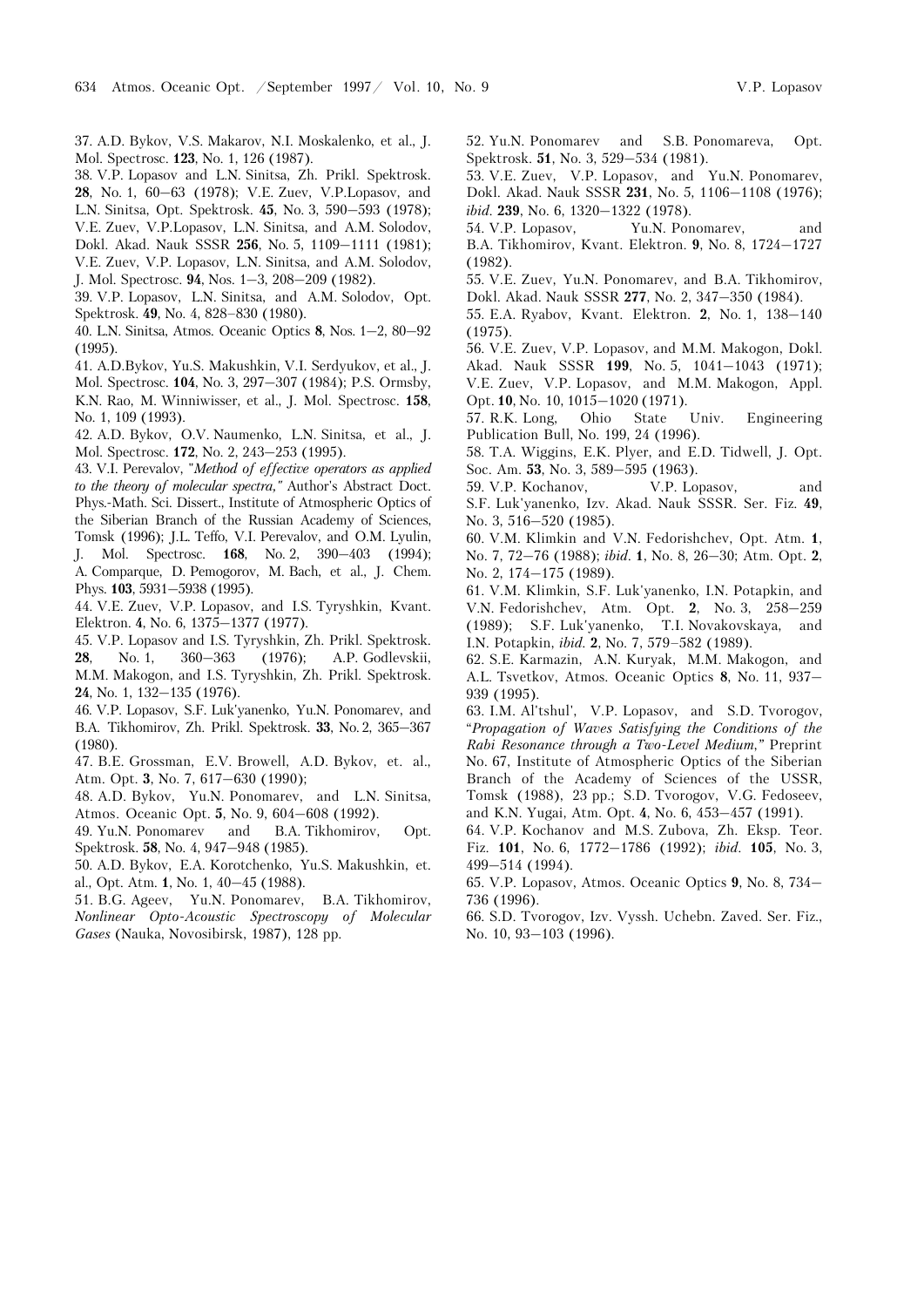37. A.D. Bykov, V.S. Makarov, N.I. Moskalenko, et al., J. Mol. Spectrosc. **123**, No. 1, 126 (1987).

38. V.P. Lopasov and L.N. Sinitsa, Zh. Prikl. Spektrosk. **28**, No. 1, 60–63 (1978); V.E. Zuev, V.P.Lopasov, and L.N. Sinitsa, Opt. Spektrosk. **45**, No. 3, 590–593 (1978); V.E. Zuev, V.P.Lopasov, L.N. Sinitsa, and A.M. Solodov, Dokl. Akad. Nauk SSSR **256**, No. 5, 1109–1111 (1981); V.E. Zuev, V.P. Lopasov, L.N. Sinitsa, and A.M. Solodov, J. Mol. Spectrosc. **94**, Nos. 1–3, 208–209 (1982).

39. V.P. Lopasov, L.N. Sinitsa, and A.M. Solodov, Opt. Spektrosk. **49**, No. 4, 828–830 (1980).

40. L.N. Sinitsa, Atmos. Oceanic Optics **8**, Nos. 1–2, 80–92 (1995).

41. A.D.Bykov, Yu.S. Makushkin, V.I. Serdyukov, et al., J. Mol. Spectrosc. **104**, No. 3, 297–307 (1984); P.S. Ormsby, K.N. Rao, M. Winniwisser, et al., J. Mol. Spectrosc. **158**, No. 1, 109 (1993).

42. A.D. Bykov, O.V. Naumenko, L.N. Sinitsa, et al., J. Mol. Spectrosc. **172**, No. 2, 243–253 (1995).

43. V.I. Perevalov, "*Method of effective operators as applied to the theory of molecular spectra,*" Author's Abstract Doct. Phys.-Math. Sci. Dissert., Institute of Atmospheric Optics of the Siberian Branch of the Russian Academy of Sciences, Tomsk (1996); J.L. Teffo, V.I. Perevalov, and O.M. Lyulin, J. Mol. Spectrosc. **168**, No. 2, 390–403 (1994); A. Comparque, D. Pemogorov, M. Bach, et al., J. Chem. Phys. **103**, 5931–5938 (1995).

44. V.E. Zuev, V.P. Lopasov, and I.S. Tyryshkin, Kvant. Elektron. **4**, No. 6, 1375–1377 (1977).

45. V.P. Lopasov and I.S. Tyryshkin, Zh. Prikl. Spektrosk. **28**, No. 1, 360–363 (1976); A.P. Godlevskii, M.M. Makogon, and I.S. Tyryshkin, Zh. Prikl. Spektrosk. **24**, No. 1, 132–135 (1976).

46. V.P. Lopasov, S.F. Luk'yanenko, Yu.N. Ponomarev, and B.A. Tikhomirov, Zh. Prikl. Spektrosk. **33**, No. 2, 365–367 (1980).

47. B.E. Grossman, E.V. Browell, A.D. Bykov, et. al., Atm. Opt. **3**, No. 7, 617–630 (1990);

48. A.D. Bykov, Yu.N. Ponomarev, and L.N. Sinitsa, Atmos. Oceanic Opt. **5**, No. 9, 604–608 (1992).

49. Yu.N. Ponomarev and B.A. Tikhomirov, Opt. Spektrosk. **58**, No. 4, 947–948 (1985).

50. A.D. Bykov, E.A. Korotchenko, Yu.S. Makushkin, et. al., Opt. Atm. **1**, No. 1, 40–45 (1988).

51. B.G. Ageev, Yu.N. Ponomarev, B.A. Tikhomirov, *Nonlinear Opto-Acoustic Spectroscopy of Molecular Gases* (Nauka, Novosibirsk, 1987), 128 pp.

52. Yu.N. Ponomarev and S.B. Ponomareva, Opt. Spektrosk. **51**, No. 3, 529–534 (1981).

53. V.E. Zuev, V.P. Lopasov, and Yu.N. Ponomarev, Dokl. Akad. Nauk SSSR **231**, No. 5, 1106–1108 (1976); *ibid*. **239**, No. 6, 1320–1322 (1978).

54. V.P. Lopasov, Yu.N. Ponomarev, and B.A. Tikhomirov, Kvant. Elektron. **9**, No. 8, 1724–1727 (1982).

55. V.E. Zuev, Yu.N. Ponomarev, and B.A. Tikhomirov, Dokl. Akad. Nauk SSSR **277**, No. 2, 347–350 (1984).

55. E.A. Ryabov, Kvant. Elektron. **2**, No. 1, 138–140 (1975).

56. V.E. Zuev, V.P. Lopasov, and M.M. Makogon, Dokl. Akad. Nauk SSSR **199**, No. 5, 1041–1043 (1971); V.E. Zuev, V.P. Lopasov, and M.M. Makogon, Appl. Opt. **10**, No. 10, 1015–1020 (1971).

57. R.K. Long, Ohio State Univ. Engineering Publication Bull, No. 199, 24 (1996).

58. T.A. Wiggins, E.K. Plyer, and E.D. Tidwell, J. Opt. Soc. Am. **53**, No. 3, 589–595 (1963).

59. V.P. Kochanov, V.P. Lopasov, and S.F. Luk'yanenko, Izv. Akad. Nauk SSSR. Ser. Fiz. **49**, No. 3, 516–520 (1985).

60. V.M. Klimkin and V.N. Fedorishchev, Opt. Atm. **1**, No. 7, 72–76 (1988); *ibid*. **1**, No. 8, 26–30; Atm. Opt. **2**, No. 2, 174–175 (1989).

61. V.M. Klimkin, S.F. Luk'yanenko, I.N. Potapkin, and V.N. Fedorishchev, Atm. Opt. **2**, No. 3, 258–259 (1989); S.F. Luk'yanenko, T.I. Novakovskaya, and I.N. Potapkin, *ibid*. **2**, No. 7, 579–582 (1989).

62. S.E. Karmazin, A.N. Kuryak, M.M. Makogon, and A.L. Tsvetkov, Atmos. Oceanic Optics **8**, No. 11, 937–939 (1995).

63. I.M. Al'tshul', V.P. Lopasov, and S.D. Tvorogov, "*Propagation of Waves Satisfying the Conditions of the Rabi Resonance through a Two-Level Medium,*" Preprint No. 67, Institute of Atmospheric Optics of the Siberian Branch of the Academy of Sciences of the USSR, Tomsk (1988), 23 pp.; S.D. Tvorogov, V.G. Fedoseev, and K.N. Yugai, Atm. Opt. **4**, No. 6, 453–457 (1991).

64. V.P. Kochanov and M.S. Zubova, Zh. Eksp. Teor. Fiz. **101**, No. 6, 1772–1786 (1992); *ibid*. **105**, No. 3, 499–514 (1994).

65. V.P. Lopasov, Atmos. Oceanic Optics **9**, No. 8, 734–736 (1996).

66. S.D. Tvorogov, Izv. Vyssh. Uchebn. Zaved. Ser. Fiz., No. 10, 93–103 (1996).